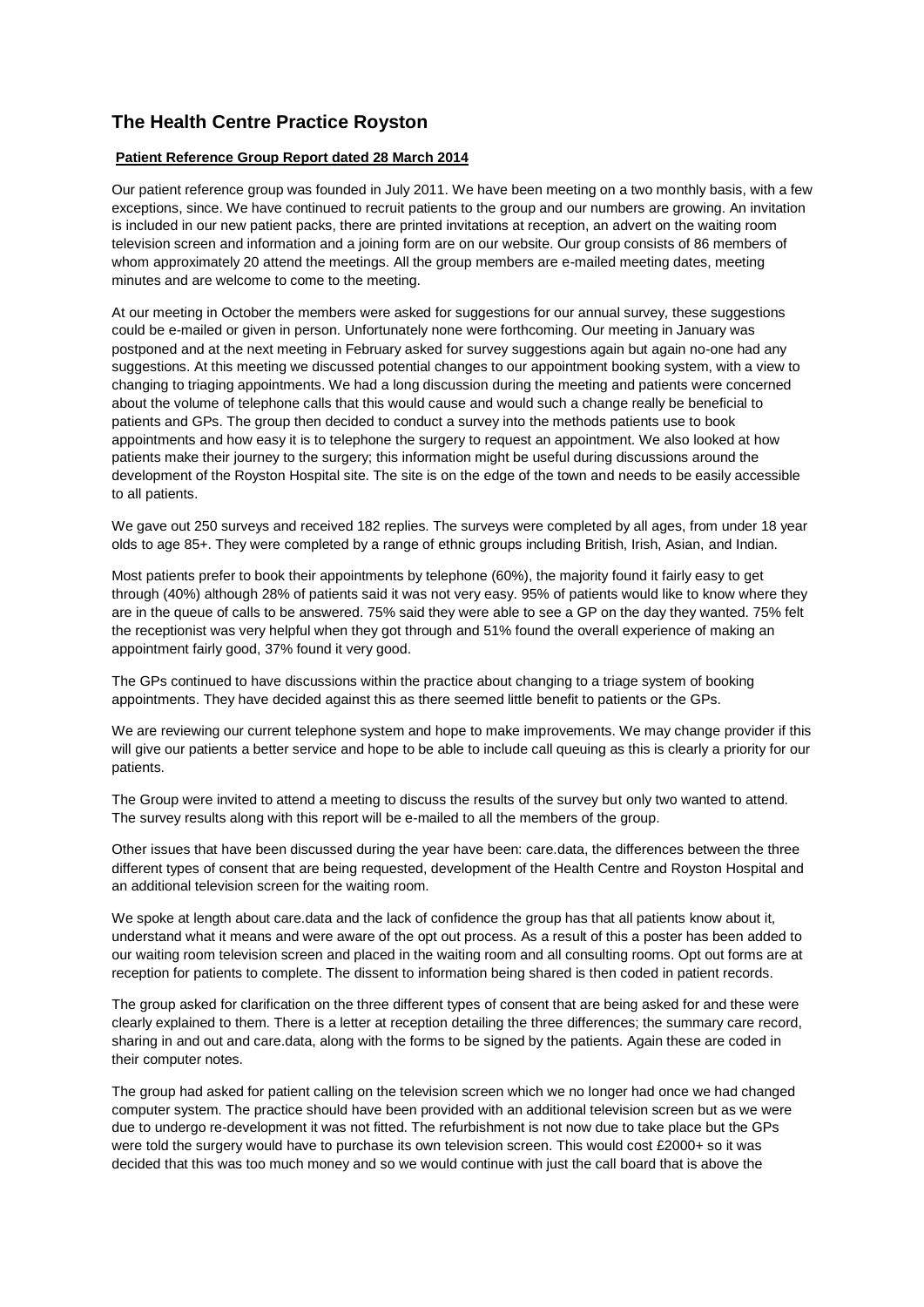## The Health Centre Practice Royston

**Patient Reference Group Report dated 28 March 2014**

Our patient reference group was founded in July 2011. We have been meeting on a two monthly basis, with a few exceptions, since. We have continued to recruit patients to the group and our numbers are growing. An invitation is included in our new patient packs, there are printed invitations at reception, an advert on the waiting room television screen and information and a joining form are on our website. Our group consists of 86 members of whom approximately 20 attend the meetings. All the group members are e-mailed meeting dates, meeting minutes and are welcome to come to the meeting.

At our meeting in October the members were asked for suggestions for our annual survey, these suggestions could be e-mailed or given in person. Unfortunately none were forthcoming. Our meeting in January was postponed and at the next meeting in February asked for survey suggestions again but again no-one had any suggestions. At this meeting we discussed potential changes to our appointment booking system, with a view to changing to triaging appointments. We had a long discussion during the meeting and patients were concerned about the volume of telephone calls that this would cause and would such a change really be beneficial to patients and GPs. The group then decided to conduct a survey into the methods patients use to book appointments and how easy it is to telephone the surgery to request an appointment. We also looked at how patients make their journey to the surgery; this information might be useful during discussions around the development of the Royston Hospital site. The site is on the edge of the town and needs to be easily accessible to all patients.

We gave out 250 surveys and received 182 replies. The surveys were completed by all ages, from under 18 year olds to age 85+. They were completed by a range of ethnic groups including British, Irish, Asian, and Indian.

Most patients prefer to book their appointments by telephone (60%), the majority found it fairly easy to get through (40%) although 28% of patients said it was not very easy. 95% of patients would like to know where they are in the queue of calls to be answered. 75% said they were able to see a GP on the day they wanted. 75% felt the receptionist was very helpful when they got through and 51% found the overall experience of making an appointment fairly good, 37% found it very good.

The GPs continued to have discussions within the practice about changing to a triage system of booking appointments. They have decided against this as there seemed little benefit to patients or the GPs.

We are reviewing our current telephone system and hope to make improvements. We may change provider if this will give our patients a better service and hope to be able to include call queuing as this is clearly a priority for our patients.

The Group were invited to attend a meeting to discuss the results of the survey but only two wanted to attend. The survey results along with this report will be e-mailed to all the members of the group.

Other issues that have been discussed during the year have been: care.data, the differences between the three different types of consent that are being requested, development of the Health Centre and Royston Hospital and an additional television screen for the waiting room.

We spoke at length about care.data and the lack of confidence the group has that all patients know about it, understand what it means and were aware of the opt out process. As a result of this a poster has been added to our waiting room television screen and placed in the waiting room and all consulting rooms. Opt out forms are at reception for patients to complete. The dissent to information being shared is then coded in patient records.

The group asked for clarification on the three different types of consent that are being asked for and these were clearly explained to them. There is a letter at reception detailing the three differences; the summary care record, sharing in and out and care.data, along with the forms to be signed by the patients. Again these are coded in their computer notes.

The group had asked for patient calling on the television screen which we no longer had once we had changed computer system. The practice should have been provided with an additional television screen but as we were due to undergo re-development it was not fitted. The refurbishment is not now due to take place but the GPs were told the surgery would have to purchase its own television screen. This would cost £2000+ so it was decided that this was too much money and so we would continue with just the call board that is above the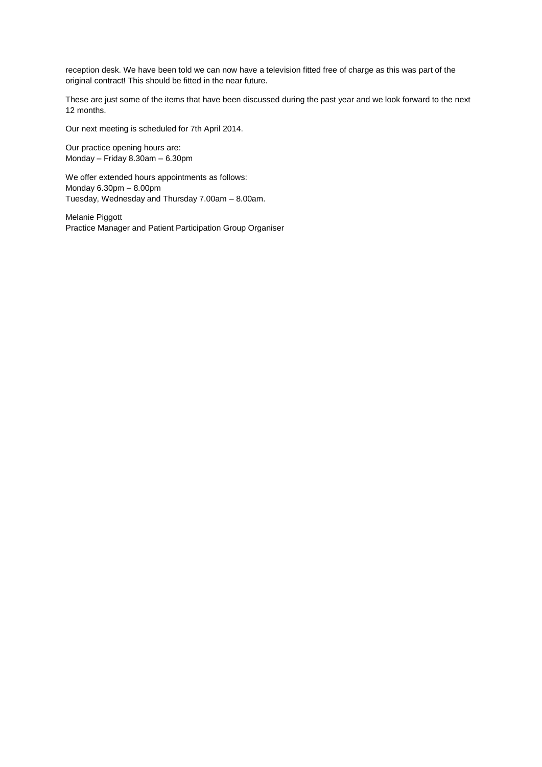reception desk. We have been told we can now have a television fitted free of charge as this was part of the original contract! This should be fitted in the near future.

These are just some of the items that have been discussed during the past year and we look forward to the next 12 months.

Our next meeting is scheduled for 7th April 2014.

Our practice opening hours are:
Monday – Friday 8.30am – 6.30pm

We offer extended hours appointments as follows:
Monday 6.30pm – 8.00pm
Tuesday, Wednesday and Thursday 7.00am – 8.00am.

Melanie Piggott
Practice Manager and Patient Participation Group Organiser